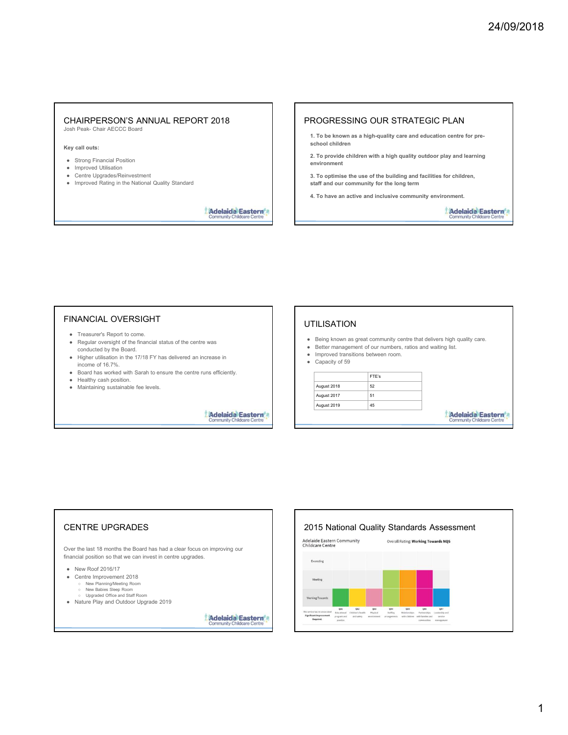## CHAIRPERSON'S ANNUAL REPORT 2018

Josh Peak- Chair AECCC Board

**Key call outs:**

- Strong Financial Position
- Improved Utilisation
- Centre Upgrades/Reinvestment
- Improved Rating in the National Quality Standard

Adelaide Eastern Community Childcare Centre

## PROGRESSING OUR STRATEGIC PLAN

**1. To be known as a high-quality care and education centre for pre-school children**

**2. To provide children with a high quality outdoor play and learning environment**

**3. To optimise the use of the building and facilities for children, staff and our community for the long term**

**4. To have an active and inclusive community environment.**

Adelaide Eastern Community Childcare Centre

## FINANCIAL OVERSIGHT

- Treasurer's Report to come.
- Regular oversight of the financial status of the centre was conducted by the Board.
- Higher utilisation in the 17/18 FY has delivered an increase in income of 16.7%.
- Board has worked with Sarah to ensure the centre runs efficiently.
- Healthy cash position.
- Maintaining sustainable fee levels.

Adelaide Eastern Community Childcare Centre

## UTILISATION

- Being known as great community centre that delivers high quality care.
- Better management of our numbers, ratios and waiting list.
- Improved transitions between room.
- Capacity of 59

| | FTE's |
|---|---|
| August 2018 | 52 |
| August 2017 | 51 |
| August 2019 | 45 |

Adelaide Eastern Community Childcare Centre

## CENTRE UPGRADES

Over the last 18 months the Board has had a clear focus on improving our financial position so that we can invest in centre upgrades.

- New Roof 2016/17
- Centre Improvement 2018
  - New Planning/Meeting Room
  - New Babies Sleep Room
  - Upgraded Office and Staff Room
- Nature Play and Outdoor Upgrade 2019

Adelaide Eastern Community Childcare Centre

## 2015 National Quality Standards Assessment

Adelaide Eastern Community Childcare Centre — Overall Rating: **Working Towards NQS**

| | QA1 Educational program and practice | QA2 Children's health and safety | QA3 Physical environment | QA4 Staffing arrangements | QA5 Relationships with children | QA6 Partnerships with families and communities | QA7 Leadership and service management |
|---|---|---|---|---|---|---|---|
| Rating | Working Towards | Working Towards | Working Towards | Meeting | Meeting | Meeting | Working Towards |

This service has no areas rated **Significant Improvement Required.**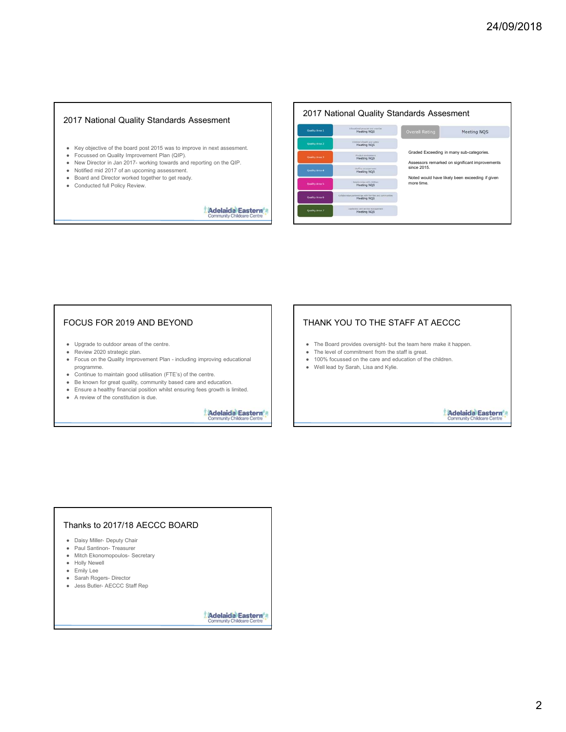## 2017 National Quality Standards Assesment

- Key objective of the board post 2015 was to improve in next assesment.
- Focussed on Quality Improvement Plan (QIP).
- New Director in Jan 2017- working towards and reporting on the QIP.
- Notified mid 2017 of an upcoming assessment.
- Board and Director worked together to get ready.
- Conducted full Policy Review.

## 2017 National Quality Standards Assesment

| | |
|---|---|
| Quality Area 1 | Educational program and practice – Meeting NQS |
| Quality Area 2 | Children's health and safety – Meeting NQS |
| Quality Area 3 | Physical environment – Meeting NQS |
| Quality Area 4 | Staffing arrangements – Meeting NQS |
| Quality Area 5 | Relationships with children – Meeting NQS |
| Quality Area 6 | Collaborative partnerships with families and communities – Meeting NQS |
| Quality Area 7 | Leadership and service management – Meeting NQS |

| Overall Rating | Meeting NQS |
|---|---|

Graded Exceeding in many sub-categories.

Assessors remarked on significant improvements since 2015.

Noted would have likely been exceeding if given more time.

## FOCUS FOR 2019 AND BEYOND

- Upgrade to outdoor areas of the centre.
- Review 2020 strategic plan.
- Focus on the Quality Improvement Plan - including improving educational programme.
- Continue to maintain good utilisation (FTE's) of the centre.
- Be known for great quality, community based care and education.
- Ensure a healthy financial position whilst ensuring fees growth is limited.
- A review of the constitution is due.

## THANK YOU TO THE STAFF AT AECCC

- The Board provides oversight- but the team here make it happen.
- The level of commitment from the staff is great.
- 100% focussed on the care and education of the children.
- Well lead by Sarah, Lisa and Kylie.

## Thanks to 2017/18 AECCC BOARD

- Daisy Miller- Deputy Chair
- Paul Santinon- Treasurer
- Mitch Ekonomopoulos- Secretary
- Holly Newell
- Emily Lee
- Sarah Rogers- Director
- Jess Butler- AECCC Staff Rep